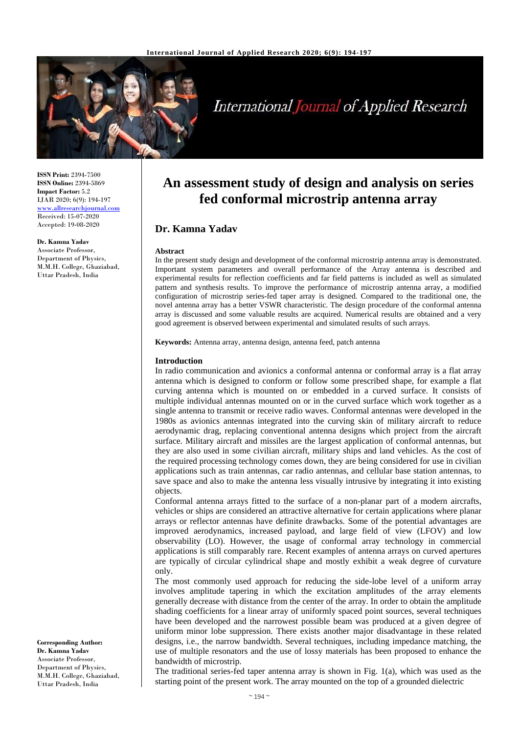**ISSN Print:** 2394-7500
**ISSN Online:** 2394-5869
**Impact Factor:** 5.2
IJAR 2020; 6(9): 194-197
www.allresearchjournal.com
Received: 15-07-2020
Accepted: 19-08-2020

**Dr. Kamna Yadav**
Associate Professor,
Department of Physics,
M.M.H. College, Ghaziabad,
Uttar Pradesh, India

**Corresponding Author:**
**Dr. Kamna Yadav**
Associate Professor,
Department of Physics,
M.M.H. College, Ghaziabad,
Uttar Pradesh, India

# An assessment study of design and analysis on series fed conformal microstrip antenna array

## Dr. Kamna Yadav

### Abstract

In the present study design and development of the conformal microstrip antenna array is demonstrated. Important system parameters and overall performance of the Array antenna is described and experimental results for reflection coefficients and far field patterns is included as well as simulated pattern and synthesis results. To improve the performance of microstrip antenna array, a modified configuration of microstrip series-fed taper array is designed. Compared to the traditional one, the novel antenna array has a better VSWR characteristic. The design procedure of the conformal antenna array is discussed and some valuable results are acquired. Numerical results are obtained and a very good agreement is observed between experimental and simulated results of such arrays.

**Keywords:** Antenna array, antenna design, antenna feed, patch antenna

### Introduction

In radio communication and avionics a conformal antenna or conformal array is a flat array antenna which is designed to conform or follow some prescribed shape, for example a flat curving antenna which is mounted on or embedded in a curved surface. It consists of multiple individual antennas mounted on or in the curved surface which work together as a single antenna to transmit or receive radio waves. Conformal antennas were developed in the 1980s as avionics antennas integrated into the curving skin of military aircraft to reduce aerodynamic drag, replacing conventional antenna designs which project from the aircraft surface. Military aircraft and missiles are the largest application of conformal antennas, but they are also used in some civilian aircraft, military ships and land vehicles. As the cost of the required processing technology comes down, they are being considered for use in civilian applications such as train antennas, car radio antennas, and cellular base station antennas, to save space and also to make the antenna less visually intrusive by integrating it into existing objects.

Conformal antenna arrays fitted to the surface of a non-planar part of a modern aircrafts, vehicles or ships are considered an attractive alternative for certain applications where planar arrays or reflector antennas have definite drawbacks. Some of the potential advantages are improved aerodynamics, increased payload, and large field of view (LFOV) and low observability (LO). However, the usage of conformal array technology in commercial applications is still comparably rare. Recent examples of antenna arrays on curved apertures are typically of circular cylindrical shape and mostly exhibit a weak degree of curvature only.

The most commonly used approach for reducing the side-lobe level of a uniform array involves amplitude tapering in which the excitation amplitudes of the array elements generally decrease with distance from the center of the array. In order to obtain the amplitude shading coefficients for a linear array of uniformly spaced point sources, several techniques have been developed and the narrowest possible beam was produced at a given degree of uniform minor lobe suppression. There exists another major disadvantage in these related designs, i.e., the narrow bandwidth. Several techniques, including impedance matching, the use of multiple resonators and the use of lossy materials has been proposed to enhance the bandwidth of microstrip.

The traditional series-fed taper antenna array is shown in Fig. 1(a), which was used as the starting point of the present work. The array mounted on the top of a grounded dielectric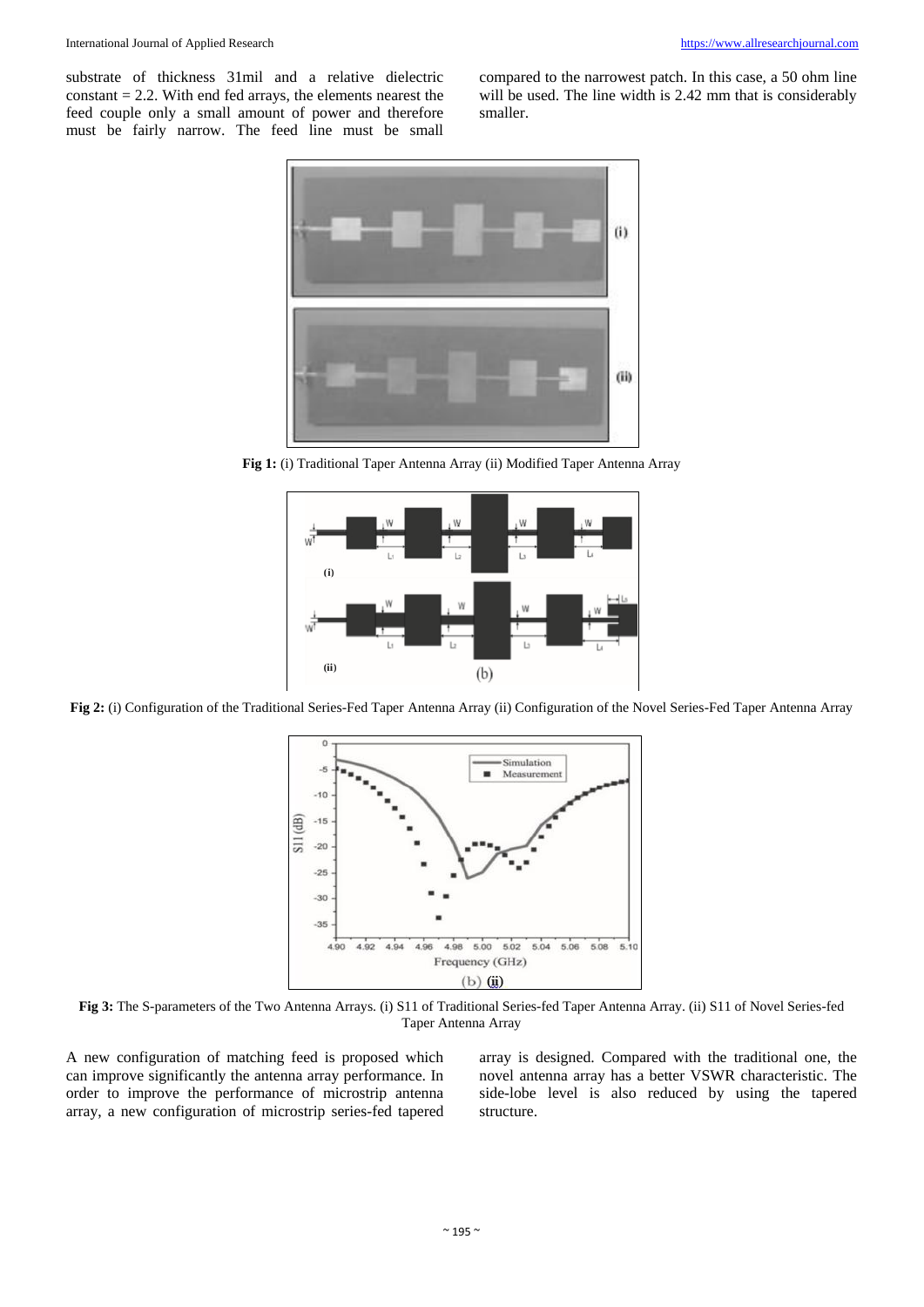substrate of thickness 31mil and a relative dielectric constant = 2.2. With end fed arrays, the elements nearest the feed couple only a small amount of power and therefore must be fairly narrow. The feed line must be small compared to the narrowest patch. In this case, a 50 ohm line will be used. The line width is 2.42 mm that is considerably smaller.

**Fig 1:** (i) Traditional Taper Antenna Array (ii) Modified Taper Antenna Array

**Fig 2:** (i) Configuration of the Traditional Series-Fed Taper Antenna Array (ii) Configuration of the Novel Series-Fed Taper Antenna Array

**Fig 3:** The S-parameters of the Two Antenna Arrays. (i) S11 of Traditional Series-fed Taper Antenna Array. (ii) S11 of Novel Series-fed Taper Antenna Array

A new configuration of matching feed is proposed which can improve significantly the antenna array performance. In order to improve the performance of microstrip antenna array, a new configuration of microstrip series-fed tapered array is designed. Compared with the traditional one, the novel antenna array has a better VSWR characteristic. The side-lobe level is also reduced by using the tapered structure.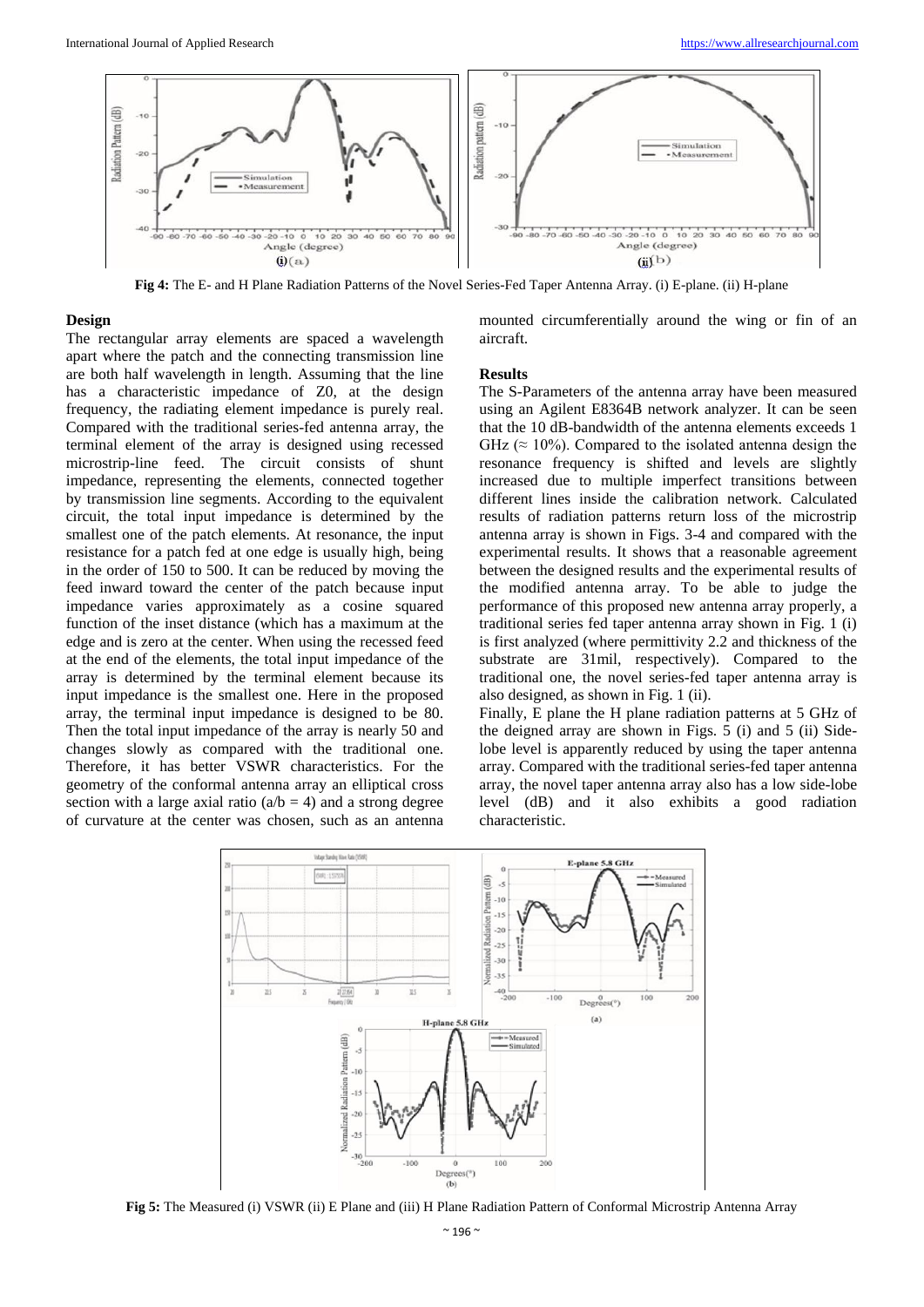Fig 4: The E- and H Plane Radiation Patterns of the Novel Series-Fed Taper Antenna Array. (i) E-plane. (ii) H-plane

## Design

The rectangular array elements are spaced a wavelength apart where the patch and the connecting transmission line are both half wavelength in length. Assuming that the line has a characteristic impedance of Z0, at the design frequency, the radiating element impedance is purely real. Compared with the traditional series-fed antenna array, the terminal element of the array is designed using recessed microstrip-line feed. The circuit consists of shunt impedance, representing the elements, connected together by transmission line segments. According to the equivalent circuit, the total input impedance is determined by the smallest one of the patch elements. At resonance, the input resistance for a patch fed at one edge is usually high, being in the order of 150 to 500. It can be reduced by moving the feed inward toward the center of the patch because input impedance varies approximately as a cosine squared function of the inset distance (which has a maximum at the edge and is zero at the center. When using the recessed feed at the end of the elements, the total input impedance of the array is determined by the terminal element because its input impedance is the smallest one. Here in the proposed array, the terminal input impedance is designed to be 80. Then the total input impedance of the array is nearly 50 and changes slowly as compared with the traditional one. Therefore, it has better VSWR characteristics. For the geometry of the conformal antenna array an elliptical cross section with a large axial ratio (a/b = 4) and a strong degree of curvature at the center was chosen, such as an antenna mounted circumferentially around the wing or fin of an aircraft.

## Results

The S-Parameters of the antenna array have been measured using an Agilent E8364B network analyzer. It can be seen that the 10 dB-bandwidth of the antenna elements exceeds 1 GHz (≈ 10%). Compared to the isolated antenna design the resonance frequency is shifted and levels are slightly increased due to multiple imperfect transitions between different lines inside the calibration network. Calculated results of radiation patterns return loss of the microstrip antenna array is shown in Figs. 3-4 and compared with the experimental results. It shows that a reasonable agreement between the designed results and the experimental results of the modified antenna array. To be able to judge the performance of this proposed new antenna array properly, a traditional series fed taper antenna array shown in Fig. 1 (i) is first analyzed (where permittivity 2.2 and thickness of the substrate are 31mil, respectively). Compared to the traditional one, the novel series-fed taper antenna array is also designed, as shown in Fig. 1 (ii).

Finally, E plane the H plane radiation patterns at 5 GHz of the deigned array are shown in Figs. 5 (i) and 5 (ii) Side-lobe level is apparently reduced by using the taper antenna array. Compared with the traditional series-fed taper antenna array, the novel taper antenna array also has a low side-lobe level (dB) and it also exhibits a good radiation characteristic.

Fig 5: The Measured (i) VSWR (ii) E Plane and (iii) H Plane Radiation Pattern of Conformal Microstrip Antenna Array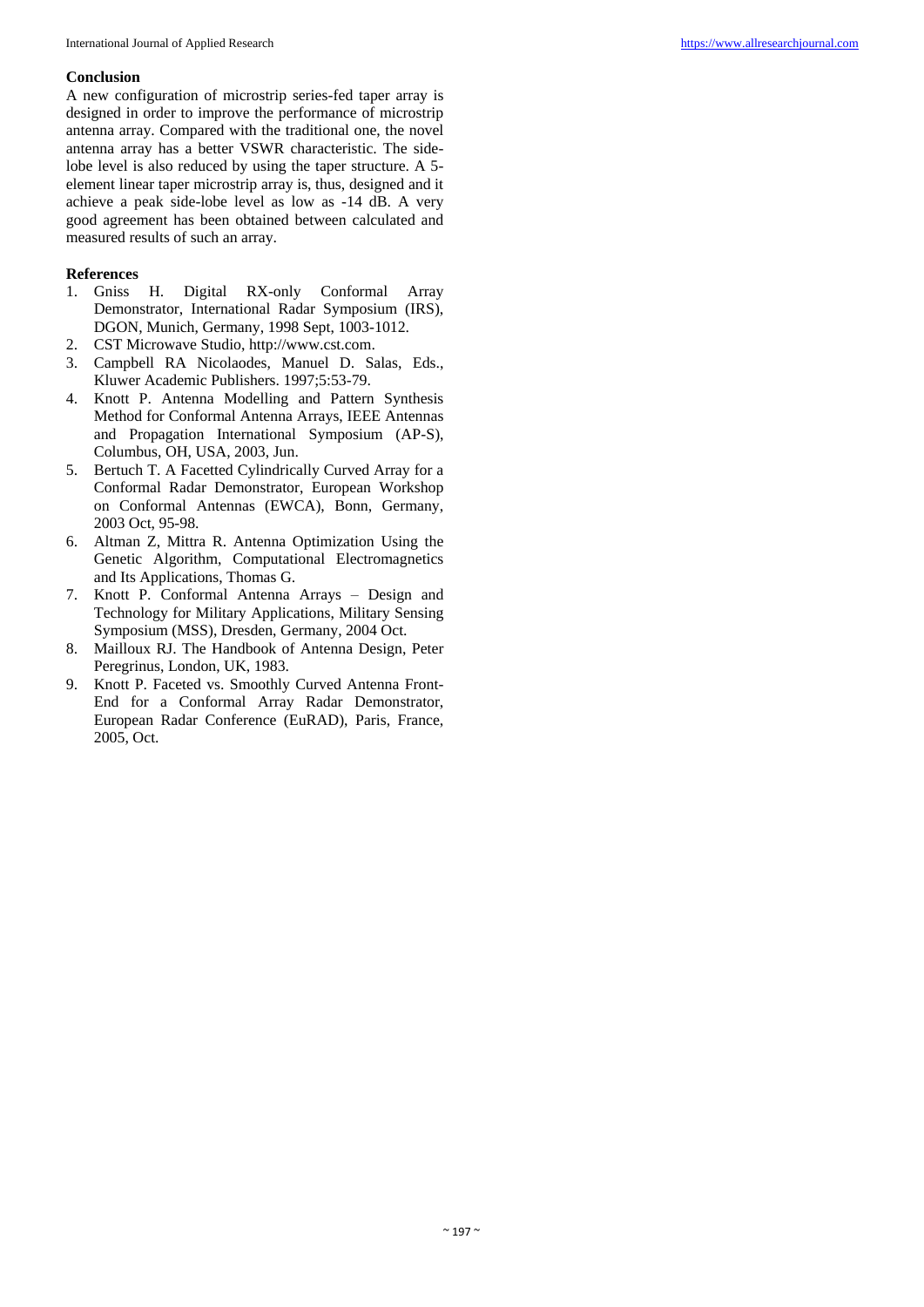### Conclusion

A new configuration of microstrip series-fed taper array is designed in order to improve the performance of microstrip antenna array. Compared with the traditional one, the novel antenna array has a better VSWR characteristic. The side-lobe level is also reduced by using the taper structure. A 5-element linear taper microstrip array is, thus, designed and it achieve a peak side-lobe level as low as -14 dB. A very good agreement has been obtained between calculated and measured results of such an array.

### References

1. Gniss H. Digital RX-only Conformal Array Demonstrator, International Radar Symposium (IRS), DGON, Munich, Germany, 1998 Sept, 1003-1012.
2. CST Microwave Studio, http://www.cst.com.
3. Campbell RA Nicolaodes, Manuel D. Salas, Eds., Kluwer Academic Publishers. 1997;5:53-79.
4. Knott P. Antenna Modelling and Pattern Synthesis Method for Conformal Antenna Arrays, IEEE Antennas and Propagation International Symposium (AP-S), Columbus, OH, USA, 2003, Jun.
5. Bertuch T. A Facetted Cylindrically Curved Array for a Conformal Radar Demonstrator, European Workshop on Conformal Antennas (EWCA), Bonn, Germany, 2003 Oct, 95-98.
6. Altman Z, Mittra R. Antenna Optimization Using the Genetic Algorithm, Computational Electromagnetics and Its Applications, Thomas G.
7. Knott P. Conformal Antenna Arrays – Design and Technology for Military Applications, Military Sensing Symposium (MSS), Dresden, Germany, 2004 Oct.
8. Mailloux RJ. The Handbook of Antenna Design, Peter Peregrinus, London, UK, 1983.
9. Knott P. Faceted vs. Smoothly Curved Antenna Front-End for a Conformal Array Radar Demonstrator, European Radar Conference (EuRAD), Paris, France, 2005, Oct.